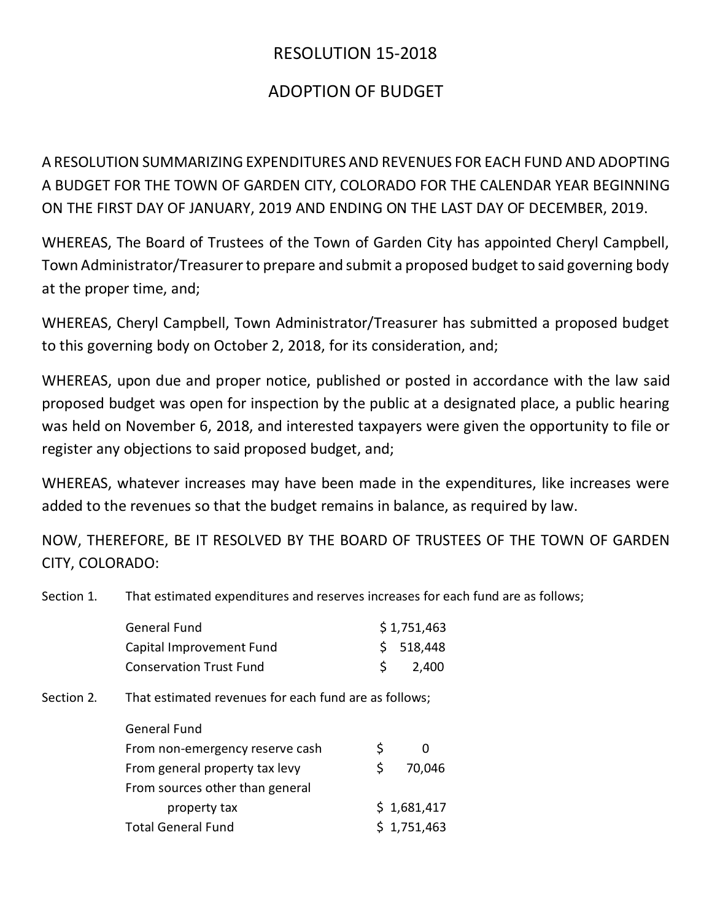# RESOLUTION 15-2018

## ADOPTION OF BUDGET

A RESOLUTION SUMMARIZING EXPENDITURES AND REVENUES FOR EACH FUND AND ADOPTING A BUDGET FOR THE TOWN OF GARDEN CITY, COLORADO FOR THE CALENDAR YEAR BEGINNING ON THE FIRST DAY OF JANUARY, 2019 AND ENDING ON THE LAST DAY OF DECEMBER, 2019.

WHEREAS, The Board of Trustees of the Town of Garden City has appointed Cheryl Campbell, Town Administrator/Treasurer to prepare and submit a proposed budget to said governing body at the proper time, and;

WHEREAS, Cheryl Campbell, Town Administrator/Treasurer has submitted a proposed budget to this governing body on October 2, 2018, for its consideration, and;

WHEREAS, upon due and proper notice, published or posted in accordance with the law said proposed budget was open for inspection by the public at a designated place, a public hearing was held on November 6, 2018, and interested taxpayers were given the opportunity to file or register any objections to said proposed budget, and;

WHEREAS, whatever increases may have been made in the expenditures, like increases were added to the revenues so that the budget remains in balance, as required by law.

NOW, THEREFORE, BE IT RESOLVED BY THE BOARD OF TRUSTEES OF THE TOWN OF GARDEN CITY, COLORADO:

Section 1. That estimated expenditures and reserves increases for each fund are as follows;

| | |
|---|---|
| General Fund | $ 1,751,463 |
| Capital Improvement Fund | $ 518,448 |
| Conservation Trust Fund | $ 2,400 |

Section 2. That estimated revenues for each fund are as follows;

| | |
|---|---|
| General Fund | |
| From non-emergency reserve cash | $ 0 |
| From general property tax levy | $ 70,046 |
| From sources other than general property tax | $ 1,681,417 |
| Total General Fund | $ 1,751,463 |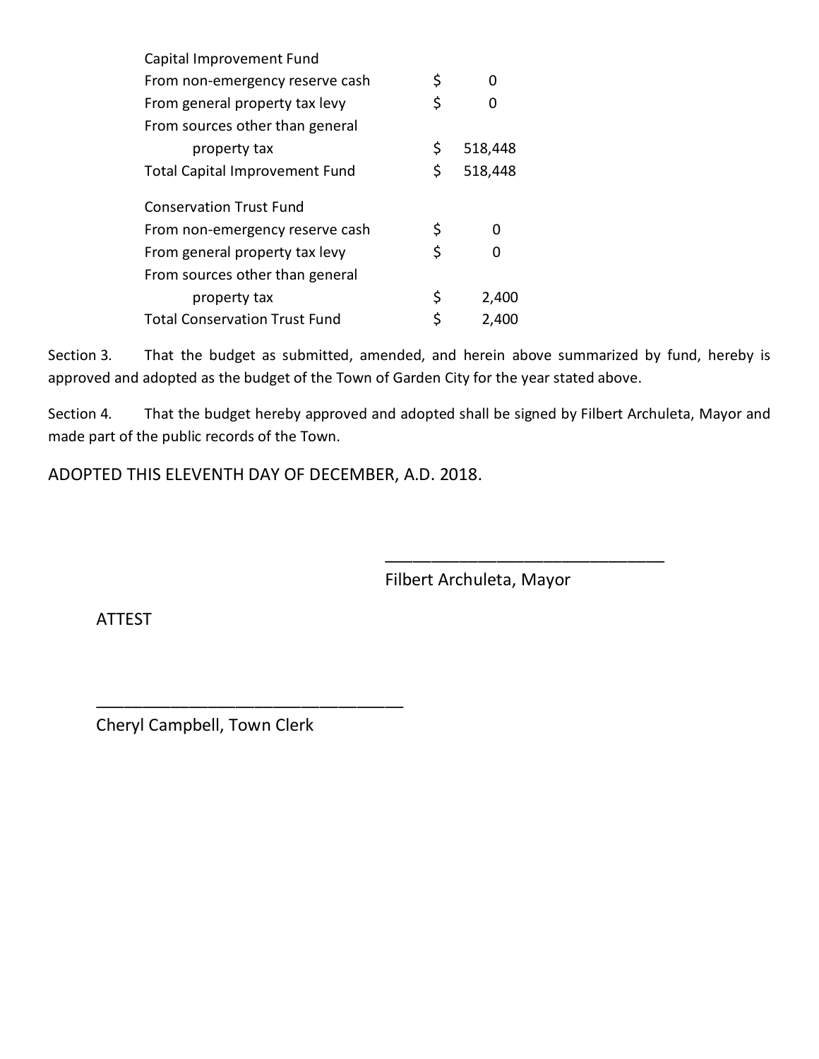| | | |
|---|---|---|
| Capital Improvement Fund | | |
| From non-emergency reserve cash | $ | 0 |
| From general property tax levy | $ | 0 |
| From sources other than general property tax | $ | 518,448 |
| Total Capital Improvement Fund | $ | 518,448 |
| | | |
| Conservation Trust Fund | | |
| From non-emergency reserve cash | $ | 0 |
| From general property tax levy | $ | 0 |
| From sources other than general property tax | $ | 2,400 |
| Total Conservation Trust Fund | $ | 2,400 |

Section 3. That the budget as submitted, amended, and herein above summarized by fund, hereby is approved and adopted as the budget of the Town of Garden City for the year stated above.

Section 4. That the budget hereby approved and adopted shall be signed by Filbert Archuleta, Mayor and made part of the public records of the Town.

ADOPTED THIS ELEVENTH DAY OF DECEMBER, A.D. 2018.

\_\_\_\_\_\_\_\_\_\_\_\_\_\_\_\_\_\_\_\_\_\_\_\_\_\_\_\_\_\_\_\_

Filbert Archuleta, Mayor

ATTEST

\_\_\_\_\_\_\_\_\_\_\_\_\_\_\_\_\_\_\_\_\_\_\_\_\_\_\_\_\_\_\_\_

Cheryl Campbell, Town Clerk